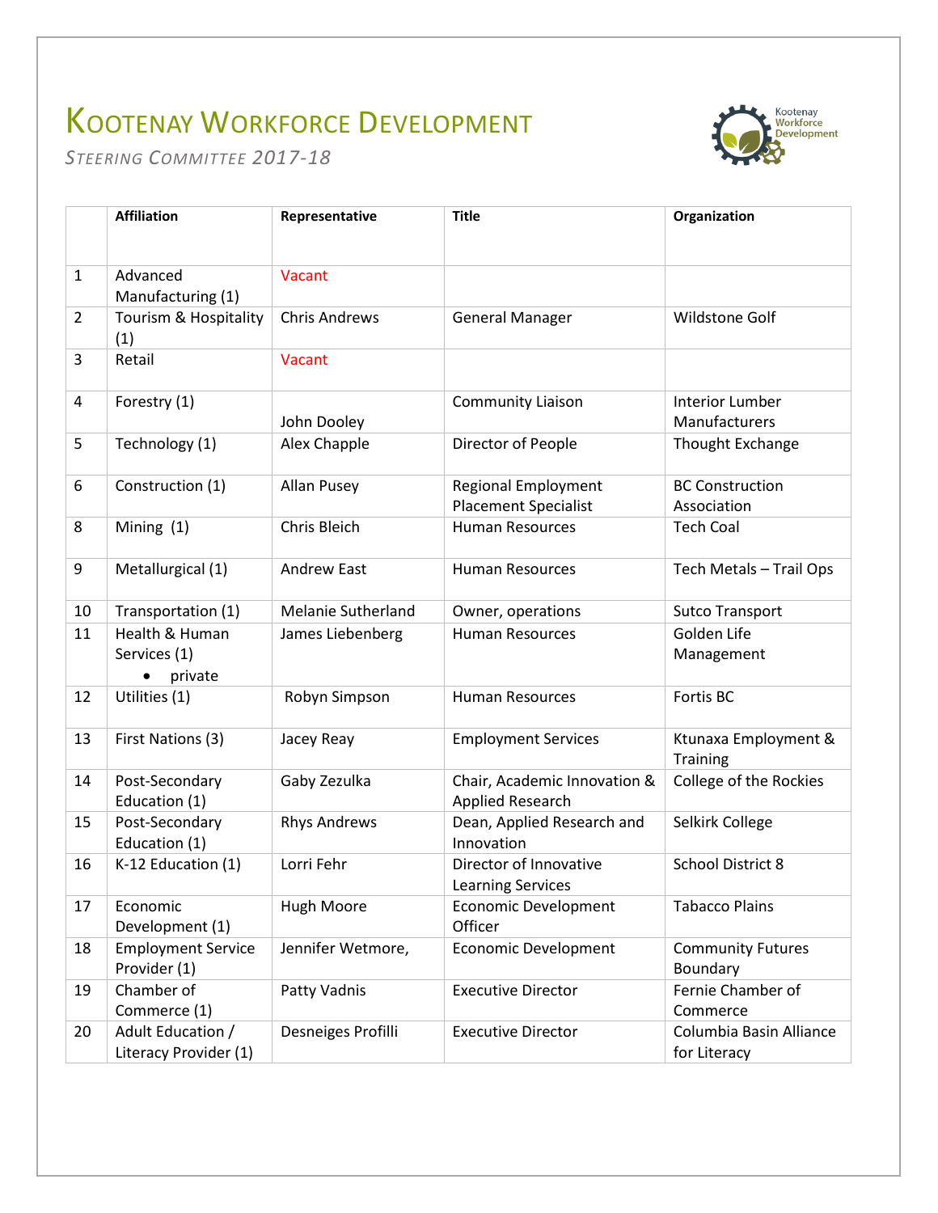# Kootenay Workforce Development

*Steering Committee 2017-18*

| | Affiliation | Representative | Title | Organization |
|---|---|---|---|---|
| 1 | Advanced Manufacturing (1) | Vacant | | |
| 2 | Tourism & Hospitality (1) | Chris Andrews | General Manager | Wildstone Golf |
| 3 | Retail | Vacant | | |
| 4 | Forestry (1) | John Dooley | Community Liaison | Interior Lumber Manufacturers |
| 5 | Technology (1) | Alex Chapple | Director of People | Thought Exchange |
| 6 | Construction (1) | Allan Pusey | Regional Employment Placement Specialist | BC Construction Association |
| 8 | Mining (1) | Chris Bleich | Human Resources | Tech Coal |
| 9 | Metallurgical (1) | Andrew East | Human Resources | Tech Metals – Trail Ops |
| 10 | Transportation (1) | Melanie Sutherland | Owner, operations | Sutco Transport |
| 11 | Health & Human Services (1) <br>• private | James Liebenberg | Human Resources | Golden Life Management |
| 12 | Utilities (1) | Robyn Simpson | Human Resources | Fortis BC |
| 13 | First Nations (3) | Jacey Reay | Employment Services | Ktunaxa Employment & Training |
| 14 | Post-Secondary Education (1) | Gaby Zezulka | Chair, Academic Innovation & Applied Research | College of the Rockies |
| 15 | Post-Secondary Education (1) | Rhys Andrews | Dean, Applied Research and Innovation | Selkirk College |
| 16 | K-12 Education (1) | Lorri Fehr | Director of Innovative Learning Services | School District 8 |
| 17 | Economic Development (1) | Hugh Moore | Economic Development Officer | Tabacco Plains |
| 18 | Employment Service Provider (1) | Jennifer Wetmore, | Economic Development | Community Futures Boundary |
| 19 | Chamber of Commerce (1) | Patty Vadnis | Executive Director | Fernie Chamber of Commerce |
| 20 | Adult Education / Literacy Provider (1) | Desneiges Profilli | Executive Director | Columbia Basin Alliance for Literacy |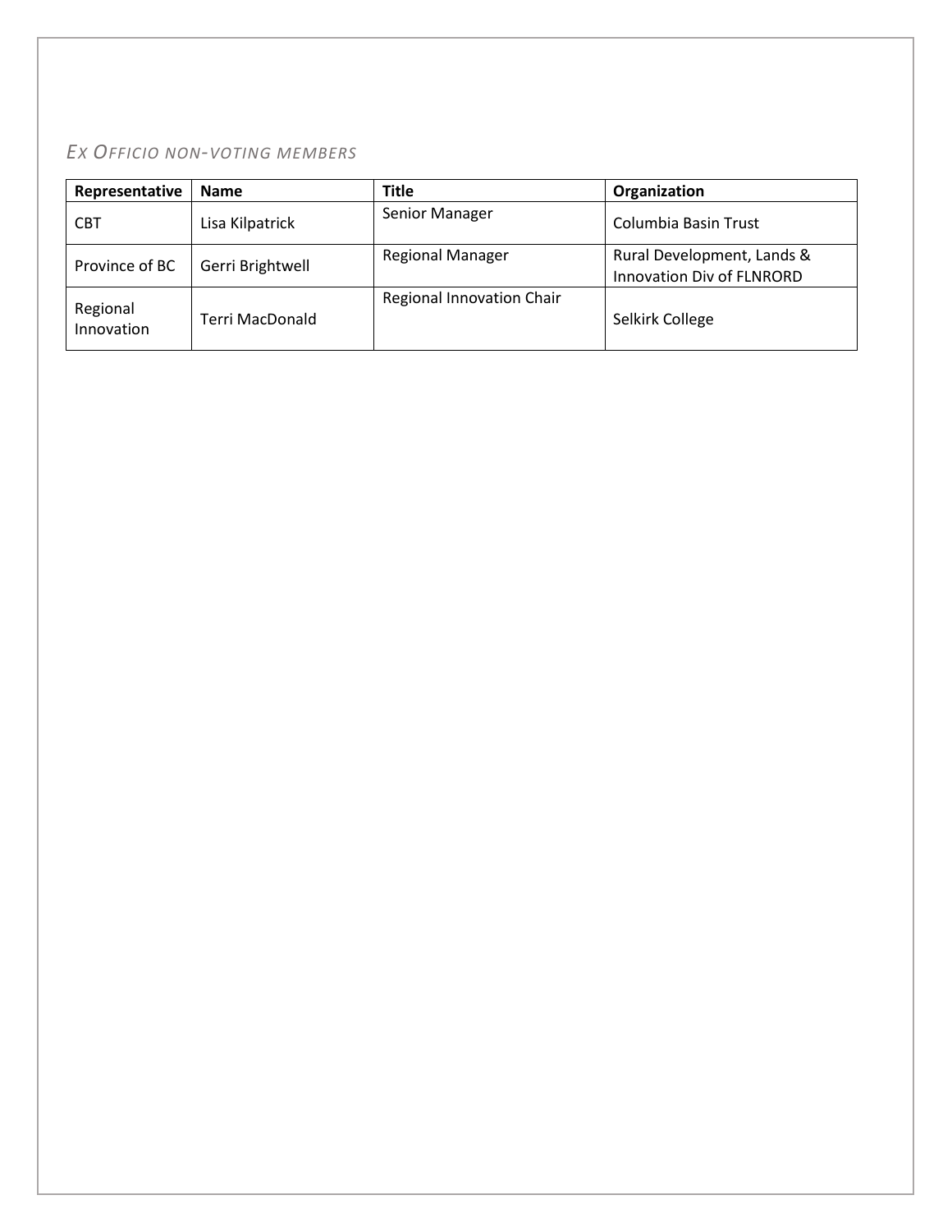### *Ex Officio non-voting members*

| Representative | Name | Title | Organization |
|---|---|---|---|
| CBT | Lisa Kilpatrick | Senior Manager | Columbia Basin Trust |
| Province of BC | Gerri Brightwell | Regional Manager | Rural Development, Lands & Innovation Div of FLNRORD |
| Regional Innovation | Terri MacDonald | Regional Innovation Chair | Selkirk College |